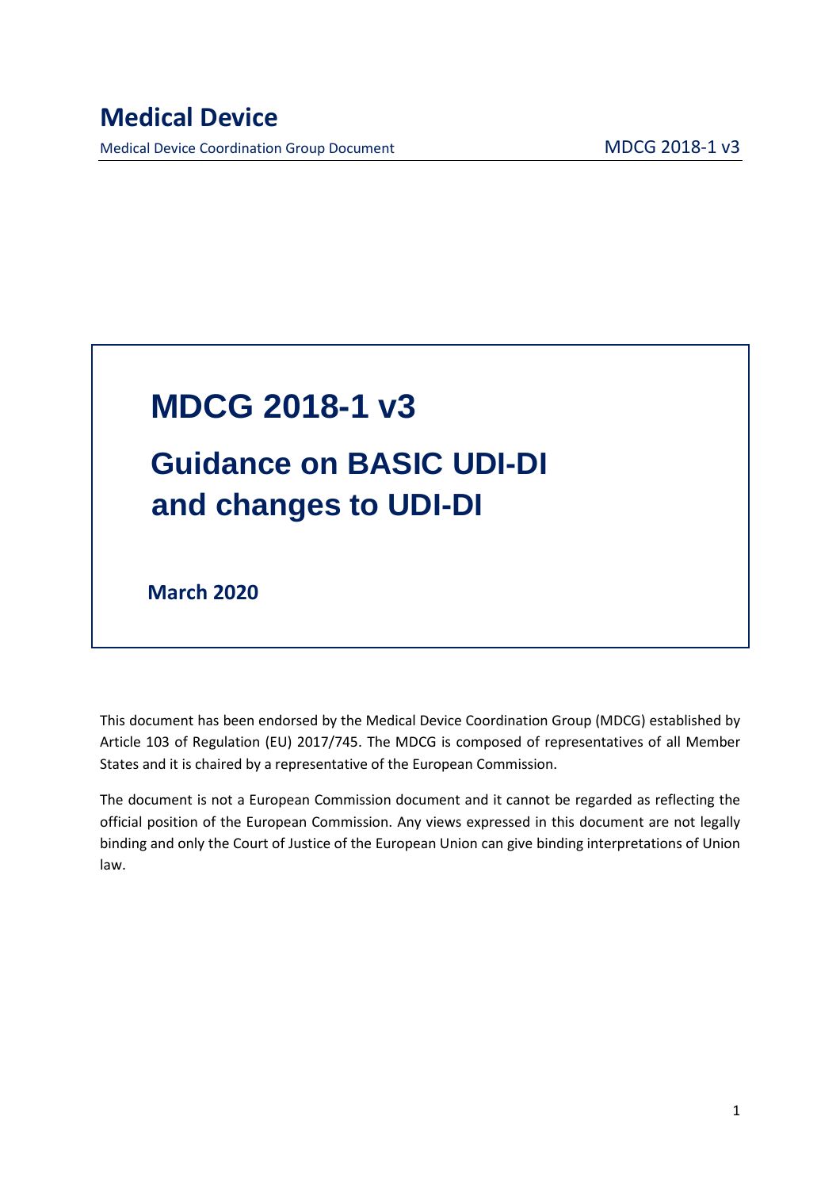# Medical Device

Medical Device Coordination Group Document MDCG 2018-1 v3

# MDCG 2018-1 v3

## Guidance on BASIC UDI-DI and changes to UDI-DI

**March 2020**

This document has been endorsed by the Medical Device Coordination Group (MDCG) established by Article 103 of Regulation (EU) 2017/745. The MDCG is composed of representatives of all Member States and it is chaired by a representative of the European Commission.

The document is not a European Commission document and it cannot be regarded as reflecting the official position of the European Commission. Any views expressed in this document are not legally binding and only the Court of Justice of the European Union can give binding interpretations of Union law.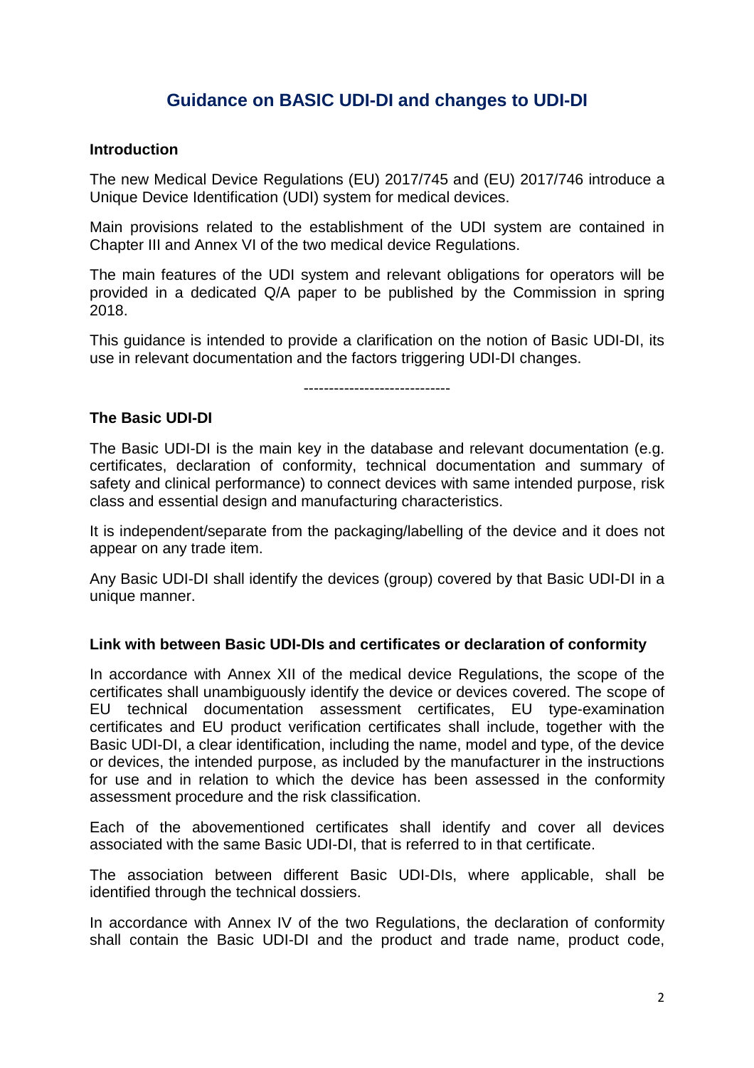# Guidance on BASIC UDI-DI and changes to UDI-DI

**Introduction**

The new Medical Device Regulations (EU) 2017/745 and (EU) 2017/746 introduce a Unique Device Identification (UDI) system for medical devices.

Main provisions related to the establishment of the UDI system are contained in Chapter III and Annex VI of the two medical device Regulations.

The main features of the UDI system and relevant obligations for operators will be provided in a dedicated Q/A paper to be published by the Commission in spring 2018.

This guidance is intended to provide a clarification on the notion of Basic UDI-DI, its use in relevant documentation and the factors triggering UDI-DI changes.

-----------------------------

**The Basic UDI-DI**

The Basic UDI-DI is the main key in the database and relevant documentation (e.g. certificates, declaration of conformity, technical documentation and summary of safety and clinical performance) to connect devices with same intended purpose, risk class and essential design and manufacturing characteristics.

It is independent/separate from the packaging/labelling of the device and it does not appear on any trade item.

Any Basic UDI-DI shall identify the devices (group) covered by that Basic UDI-DI in a unique manner.

**Link with between Basic UDI-DIs and certificates or declaration of conformity**

In accordance with Annex XII of the medical device Regulations, the scope of the certificates shall unambiguously identify the device or devices covered. The scope of EU technical documentation assessment certificates, EU type-examination certificates and EU product verification certificates shall include, together with the Basic UDI-DI, a clear identification, including the name, model and type, of the device or devices, the intended purpose, as included by the manufacturer in the instructions for use and in relation to which the device has been assessed in the conformity assessment procedure and the risk classification.

Each of the abovementioned certificates shall identify and cover all devices associated with the same Basic UDI-DI, that is referred to in that certificate.

The association between different Basic UDI-DIs, where applicable, shall be identified through the technical dossiers.

In accordance with Annex IV of the two Regulations, the declaration of conformity shall contain the Basic UDI-DI and the product and trade name, product code,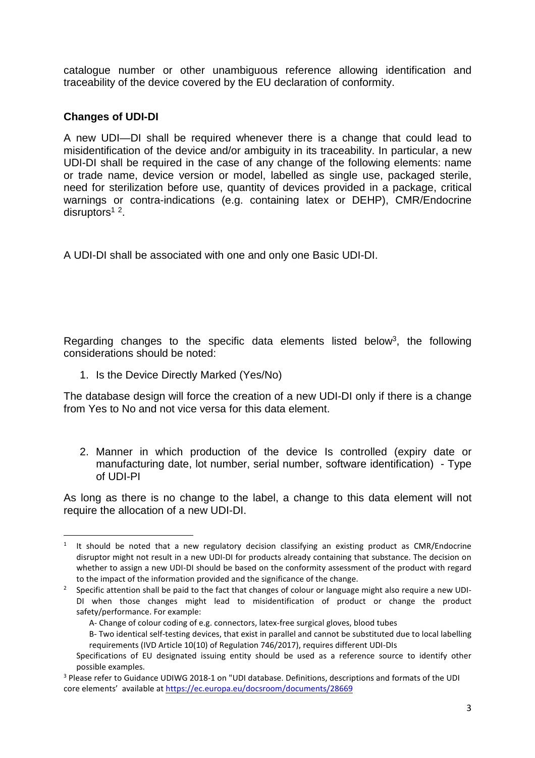catalogue number or other unambiguous reference allowing identification and traceability of the device covered by the EU declaration of conformity.

### Changes of UDI-DI

A new UDI—DI shall be required whenever there is a change that could lead to misidentification of the device and/or ambiguity in its traceability. In particular, a new UDI-DI shall be required in the case of any change of the following elements: name or trade name, device version or model, labelled as single use, packaged sterile, need for sterilization before use, quantity of devices provided in a package, critical warnings or contra-indications (e.g. containing latex or DEHP), CMR/Endocrine disruptors[1] [2].

A UDI-DI shall be associated with one and only one Basic UDI-DI.

Regarding changes to the specific data elements listed below[3], the following considerations should be noted:

1. Is the Device Directly Marked (Yes/No)

The database design will force the creation of a new UDI-DI only if there is a change from Yes to No and not vice versa for this data element.

2. Manner in which production of the device Is controlled (expiry date or manufacturing date, lot number, serial number, software identification) - Type of UDI-PI

As long as there is no change to the label, a change to this data element will not require the allocation of a new UDI-DI.

---

[1] It should be noted that a new regulatory decision classifying an existing product as CMR/Endocrine disruptor might not result in a new UDI-DI for products already containing that substance. The decision on whether to assign a new UDI-DI should be based on the conformity assessment of the product with regard to the impact of the information provided and the significance of the change.

[2] Specific attention shall be paid to the fact that changes of colour or language might also require a new UDI-DI when those changes might lead to misidentification of product or change the product safety/performance. For example:

A- Change of colour coding of e.g. connectors, latex-free surgical gloves, blood tubes

B- Two identical self-testing devices, that exist in parallel and cannot be substituted due to local labelling requirements (IVD Article 10(10) of Regulation 746/2017), requires different UDI-DIs

Specifications of EU designated issuing entity should be used as a reference source to identify other possible examples.

[3] Please refer to Guidance UDIWG 2018-1 on "UDI database. Definitions, descriptions and formats of the UDI core elements' available at https://ec.europa.eu/docsroom/documents/28669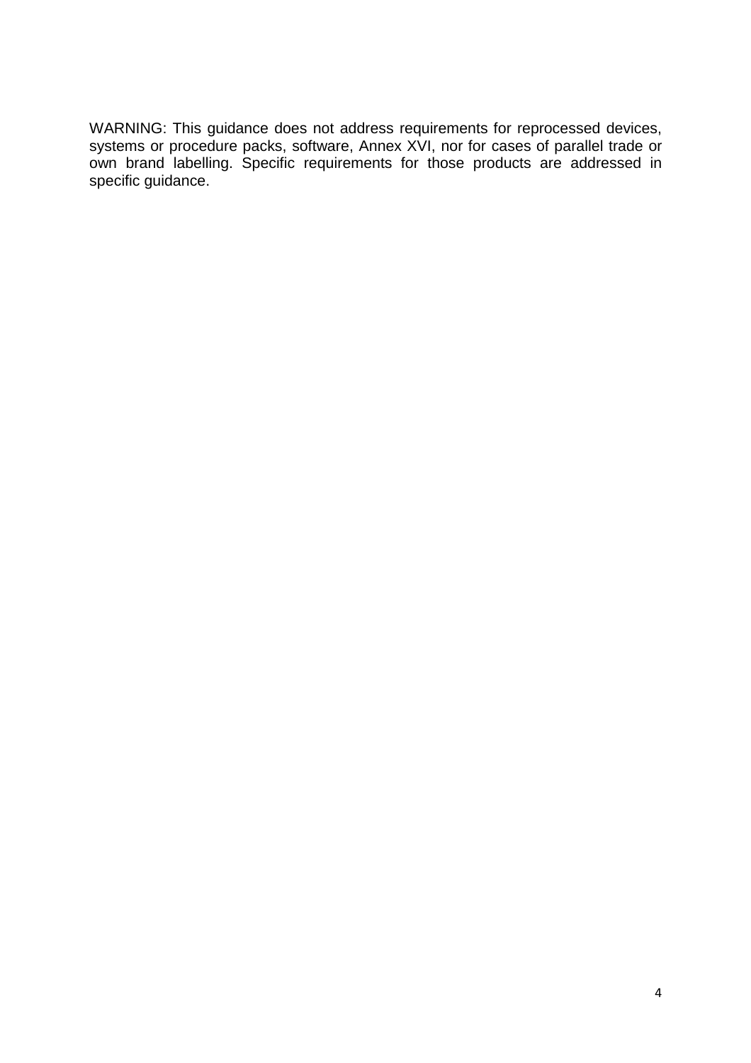WARNING: This guidance does not address requirements for reprocessed devices, systems or procedure packs, software, Annex XVI, nor for cases of parallel trade or own brand labelling. Specific requirements for those products are addressed in specific guidance.